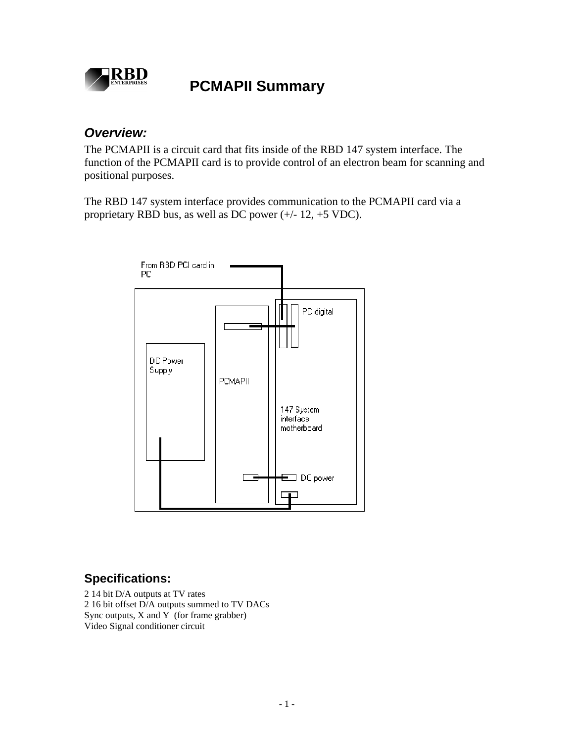# PCMAPII Summary

## *Overview:*

The PCMAPII is a circuit card that fits inside of the RBD 147 system interface. The function of the PCMAPII card is to provide control of an electron beam for scanning and positional purposes.

The RBD 147 system interface provides communication to the PCMAPII card via a proprietary RBD bus, as well as DC power (+/- 12, +5 VDC).

From RBD PCI card in PC

PC digital

DC Power Supply

PCMAPII

147 System interface motherboard

DC power

## Specifications:

2 14 bit D/A outputs at TV rates
2 16 bit offset D/A outputs summed to TV DACs
Sync outputs, X and Y (for frame grabber)
Video Signal conditioner circuit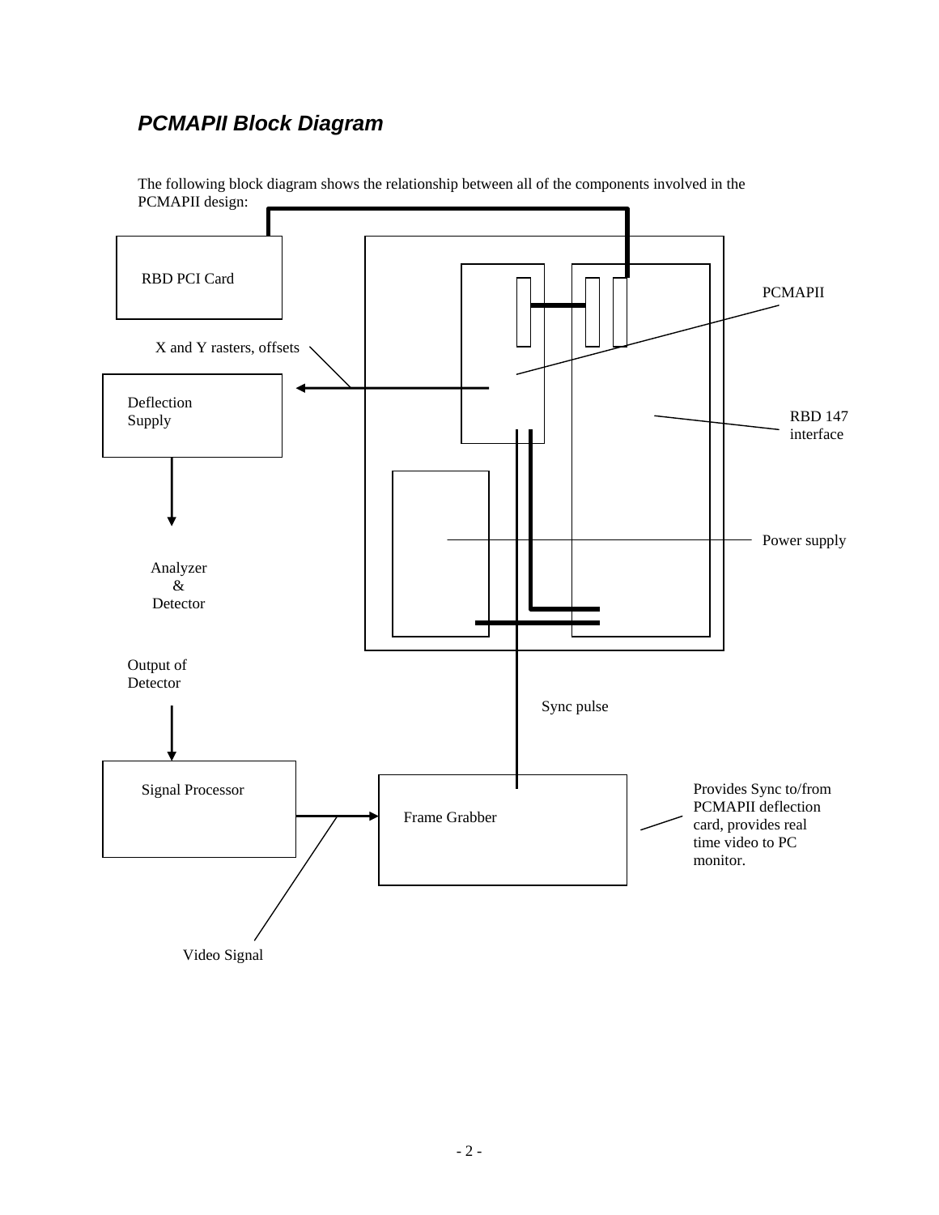## *PCMAPII Block Diagram*

The following block diagram shows the relationship between all of the components involved in the PCMAPII design:

RBD PCI Card

PCMAPII

X and Y rasters, offsets

Deflection Supply

RBD 147 interface

Power supply

Analyzer & Detector

Output of Detector

Sync pulse

Signal Processor

Frame Grabber

Provides Sync to/from PCMAPII deflection card, provides real time video to PC monitor.

Video Signal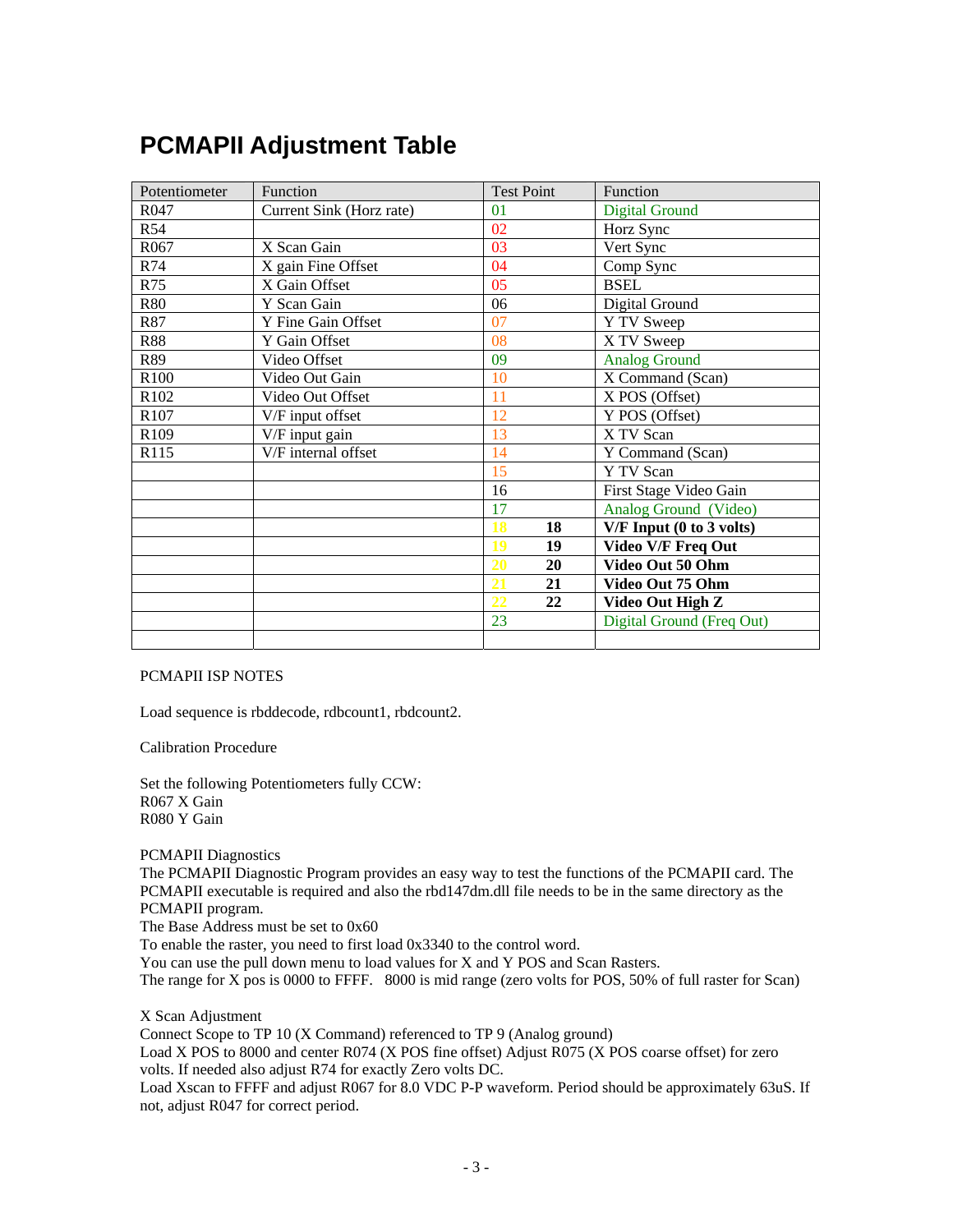# PCMAPII Adjustment Table

| Potentiometer | Function | Test Point | | Function |
|---|---|---|---|---|
| R047 | Current Sink (Horz rate) | 01 | | Digital Ground |
| R54 | | 02 | | Horz Sync |
| R067 | X Scan Gain | 03 | | Vert Sync |
| R74 | X gain Fine Offset | 04 | | Comp Sync |
| R75 | X Gain Offset | 05 | | BSEL |
| R80 | Y Scan Gain | 06 | | Digital Ground |
| R87 | Y Fine Gain Offset | 07 | | Y TV Sweep |
| R88 | Y Gain Offset | 08 | | X TV Sweep |
| R89 | Video Offset | 09 | | Analog Ground |
| R100 | Video Out Gain | 10 | | X Command (Scan) |
| R102 | Video Out Offset | 11 | | X POS (Offset) |
| R107 | V/F input offset | 12 | | Y POS (Offset) |
| R109 | V/F input gain | 13 | | X TV Scan |
| R115 | V/F internal offset | 14 | | Y Command (Scan) |
| | | 15 | | Y TV Scan |
| | | 16 | | First Stage Video Gain |
| | | 17 | | Analog Ground (Video) |
| | | 18 | **18** | **V/F Input (0 to 3 volts)** |
| | | 19 | **19** | **Video V/F Freq Out** |
| | | 20 | **20** | **Video Out 50 Ohm** |
| | | 21 | **21** | **Video Out 75 Ohm** |
| | | 22 | **22** | **Video Out High Z** |
| | | 23 | | Digital Ground (Freq Out) |
| | | | | |

PCMAPII ISP NOTES

Load sequence is rbddecode, rdbcount1, rbdcount2.

Calibration Procedure

Set the following Potentiometers fully CCW:
R067 X Gain
R080 Y Gain

PCMAPII Diagnostics
The PCMAPII Diagnostic Program provides an easy way to test the functions of the PCMAPII card. The PCMAPII executable is required and also the rbd147dm.dll file needs to be in the same directory as the PCMAPII program.
The Base Address must be set to 0x60
To enable the raster, you need to first load 0x3340 to the control word.
You can use the pull down menu to load values for X and Y POS and Scan Rasters.
The range for X pos is 0000 to FFFF. 8000 is mid range (zero volts for POS, 50% of full raster for Scan)

X Scan Adjustment
Connect Scope to TP 10 (X Command) referenced to TP 9 (Analog ground)
Load X POS to 8000 and center R074 (X POS fine offset) Adjust R075 (X POS coarse offset) for zero volts. If needed also adjust R74 for exactly Zero volts DC.
Load Xscan to FFFF and adjust R067 for 8.0 VDC P-P waveform. Period should be approximately 63uS. If not, adjust R047 for correct period.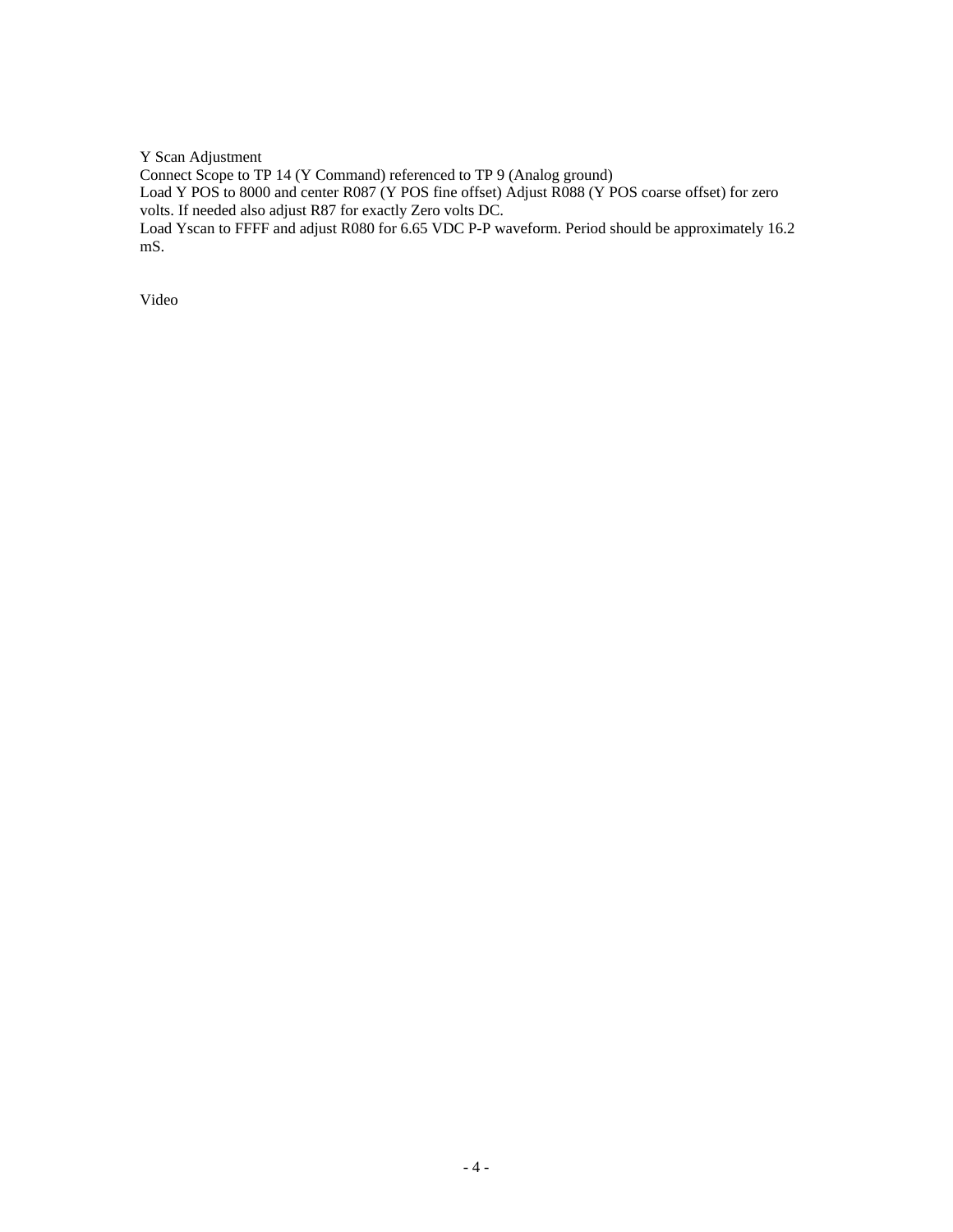Y Scan Adjustment

Connect Scope to TP 14 (Y Command) referenced to TP 9 (Analog ground)

Load Y POS to 8000 and center R087 (Y POS fine offset) Adjust R088 (Y POS coarse offset) for zero volts. If needed also adjust R87 for exactly Zero volts DC.

Load Yscan to FFFF and adjust R080 for 6.65 VDC P-P waveform. Period should be approximately 16.2 mS.

Video